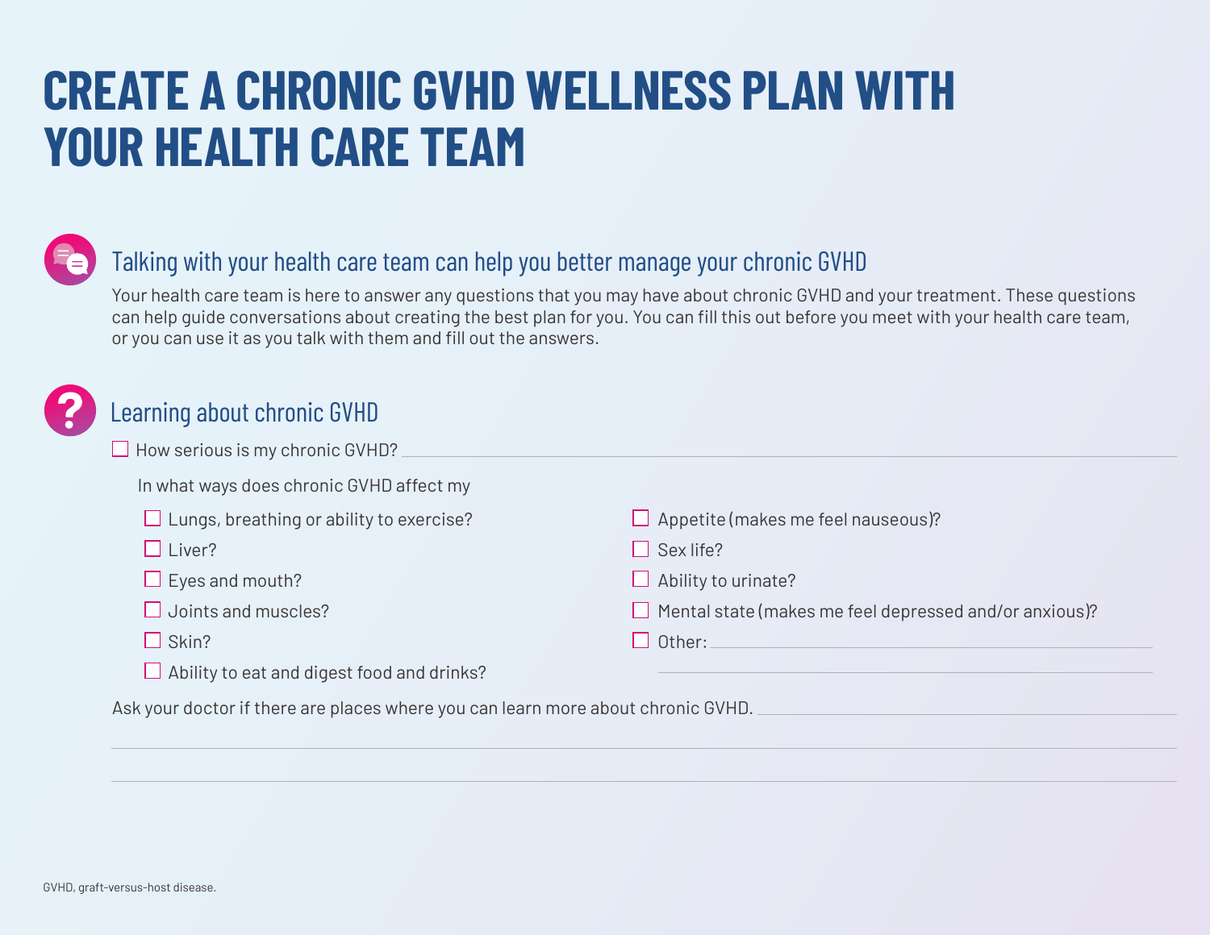# CREATE A CHRONIC GVHD WELLNESS PLAN WITH YOUR HEALTH CARE TEAM

## Talking with your health care team can help you better manage your chronic GVHD

Your health care team is here to answer any questions that you may have about chronic GVHD and your treatment. These questions can help guide conversations about creating the best plan for you. You can fill this out before you meet with your health care team, or you can use it as you talk with them and fill out the answers.

## Learning about chronic GVHD

- [ ] How serious is my chronic GVHD? ______________________________

In what ways does chronic GVHD affect my

- [ ] Lungs, breathing or ability to exercise?
- [ ] Liver?
- [ ] Eyes and mouth?
- [ ] Joints and muscles?
- [ ] Skin?
- [ ] Ability to eat and digest food and drinks?
- [ ] Appetite (makes me feel nauseous)?
- [ ] Sex life?
- [ ] Ability to urinate?
- [ ] Mental state (makes me feel depressed and/or anxious)?
- [ ] Other: ______________________________

Ask your doctor if there are places where you can learn more about chronic GVHD. ______________________________

GVHD, graft-versus-host disease.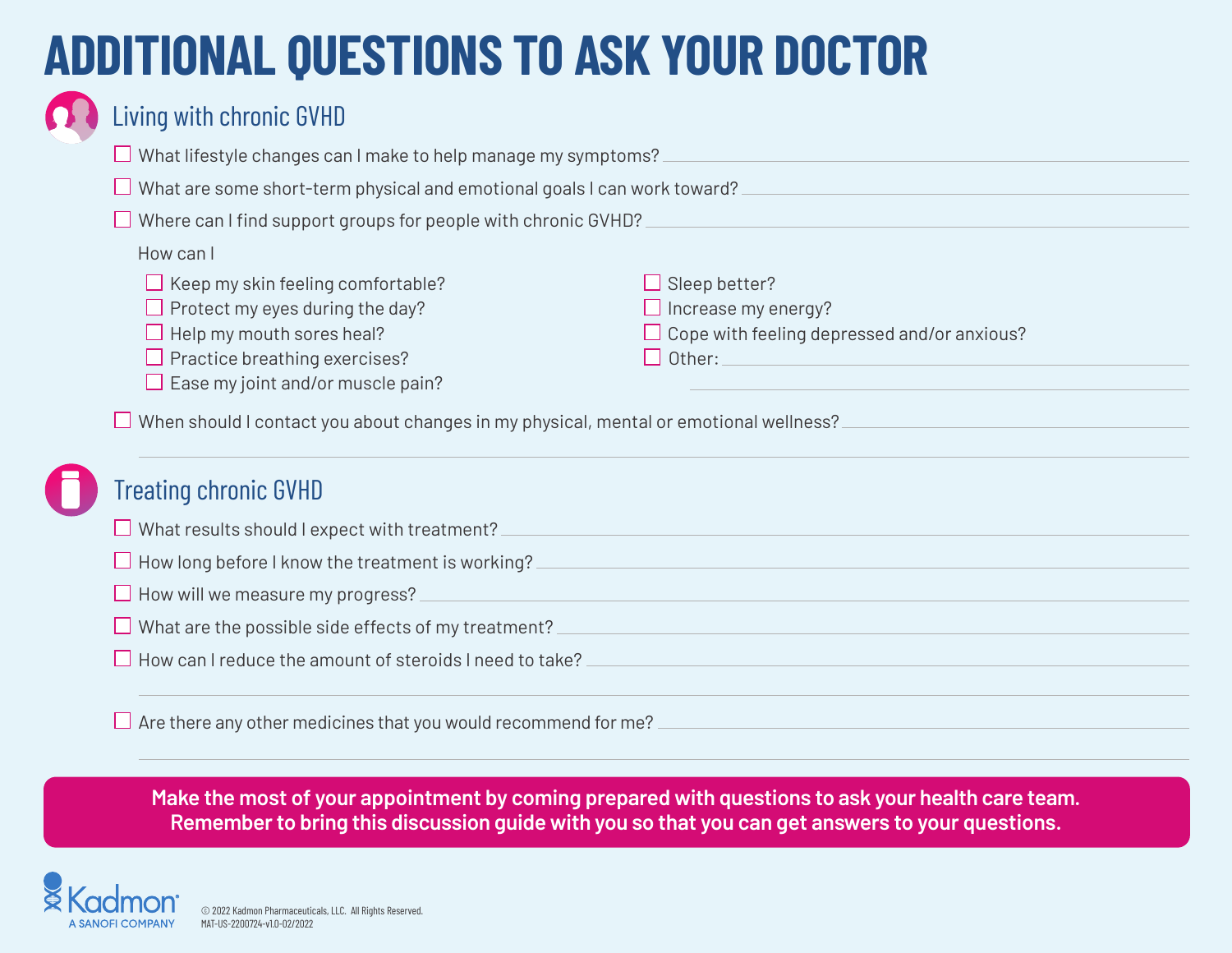# ADDITIONAL QUESTIONS TO ASK YOUR DOCTOR

## Living with chronic GVHD

- ☐ What lifestyle changes can I make to help manage my symptoms? ____________________
- ☐ What are some short-term physical and emotional goals I can work toward? ____________________
- ☐ Where can I find support groups for people with chronic GVHD? ____________________

How can I

- ☐ Keep my skin feeling comfortable?
- ☐ Protect my eyes during the day?
- ☐ Help my mouth sores heal?
- ☐ Practice breathing exercises?
- ☐ Ease my joint and/or muscle pain?
- ☐ Sleep better?
- ☐ Increase my energy?
- ☐ Cope with feeling depressed and/or anxious?
- ☐ Other: ____________________

- ☐ When should I contact you about changes in my physical, mental or emotional wellness? ____________________

## Treating chronic GVHD

- ☐ What results should I expect with treatment? ____________________
- ☐ How long before I know the treatment is working? ____________________
- ☐ How will we measure my progress? ____________________
- ☐ What are the possible side effects of my treatment? ____________________
- ☐ How can I reduce the amount of steroids I need to take? ____________________
- ☐ Are there any other medicines that you would recommend for me? ____________________

**Make the most of your appointment by coming prepared with questions to ask your health care team. Remember to bring this discussion guide with you so that you can get answers to your questions.**

Kadmon
A SANOFI COMPANY

© 2022 Kadmon Pharmaceuticals, LLC. All Rights Reserved.
MAT-US-2200724-v1.0-02/2022